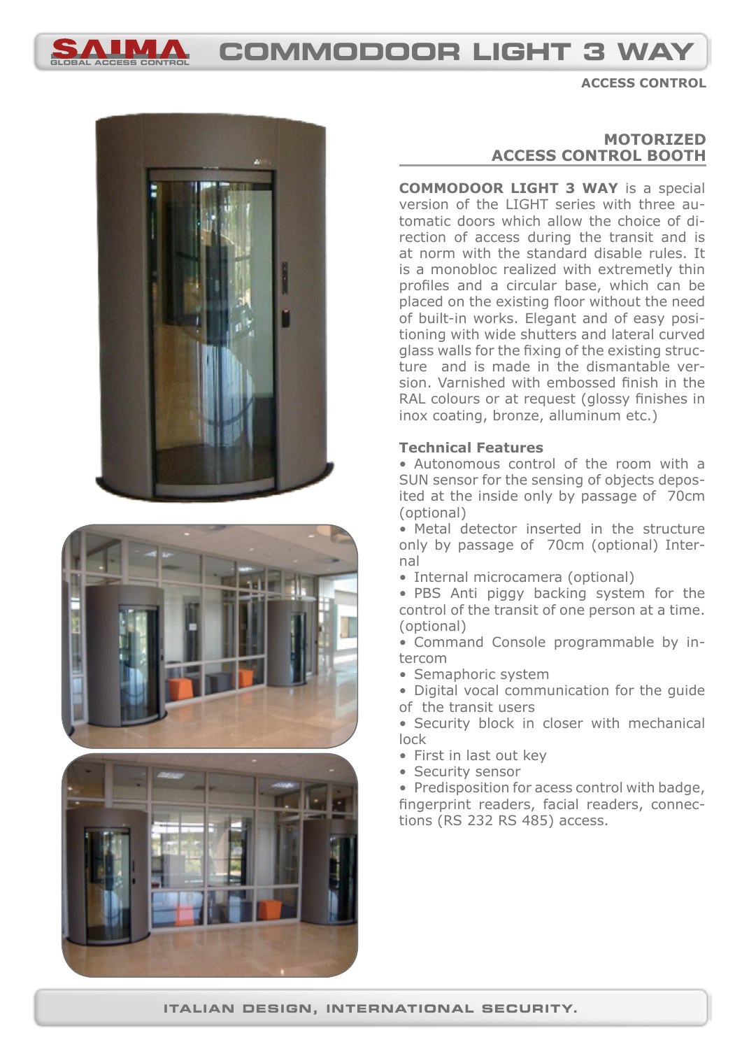# COMMODOOR LIGHT 3 WAY

ACCESS CONTROL

## MOTORIZED ACCESS CONTROL BOOTH

**COMMODOOR LIGHT 3 WAY** is a special version of the LIGHT series with three automatic doors which allow the choice of direction of access during the transit and is at norm with the standard disable rules. It is a monobloc realized with extremetly thin profiles and a circular base, which can be placed on the existing floor without the need of built-in works. Elegant and of easy positioning with wide shutters and lateral curved glass walls for the fixing of the existing structure and is made in the dismantable version. Varnished with embossed finish in the RAL colours or at request (glossy finishes in inox coating, bronze, alluminum etc.)

### Technical Features

- Autonomous control of the room with a SUN sensor for the sensing of objects deposited at the inside only by passage of 70cm (optional)
- Metal detector inserted in the structure only by passage of 70cm (optional) Internal
- Internal microcamera (optional)
- PBS Anti piggy backing system for the control of the transit of one person at a time. (optional)
- Command Console programmable by intercom
- Semaphoric system
- Digital vocal communication for the guide of the transit users
- Security block in closer with mechanical lock
- First in last out key
- Security sensor
- Predisposition for acess control with badge, fingerprint readers, facial readers, connections (RS 232 RS 485) access.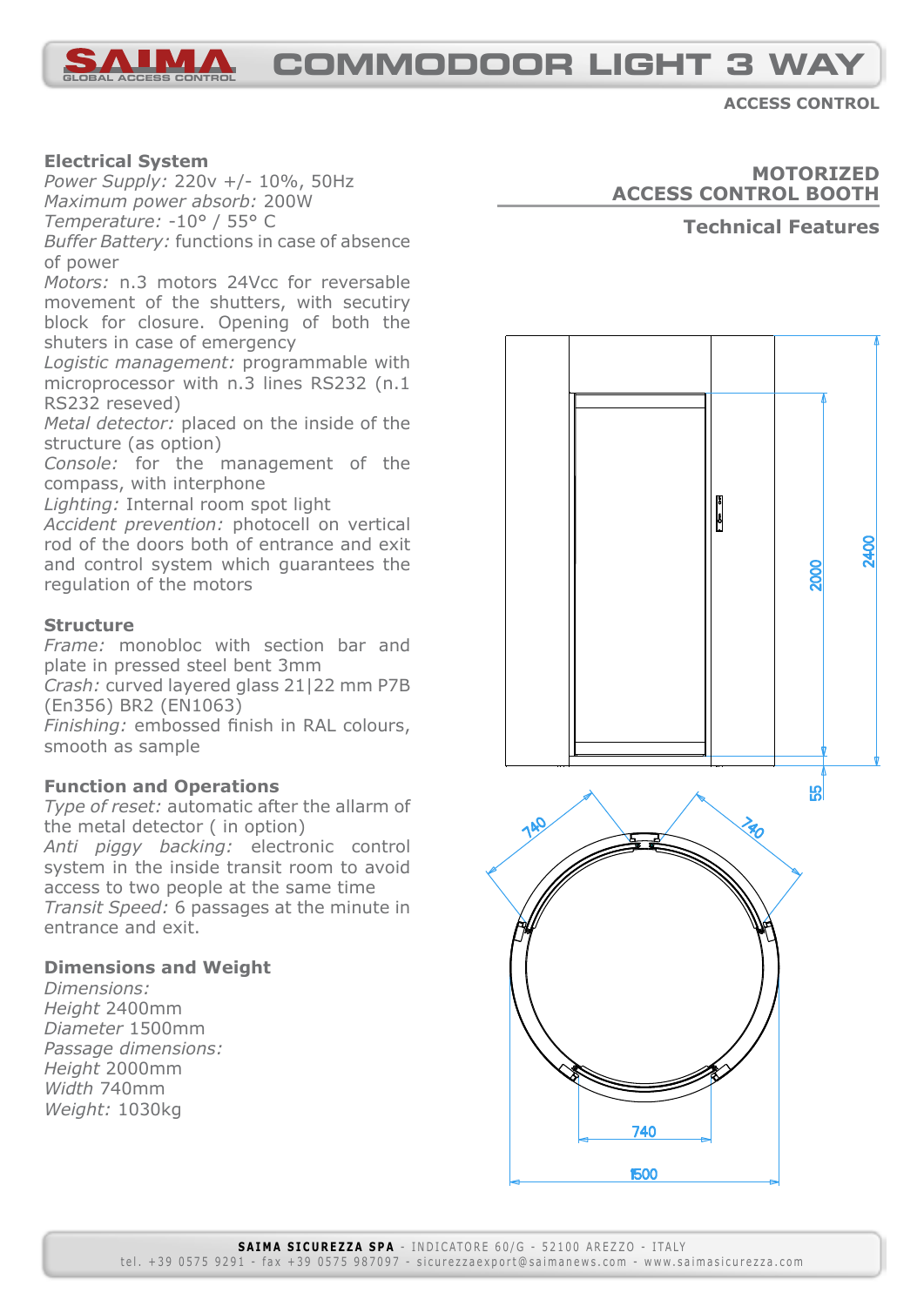# COMMODOOR LIGHT 3 WAY

ACCESS CONTROL

## MOTORIZED ACCESS CONTROL BOOTH

### Technical Features

### Electrical System

*Power Supply:* 220v +/- 10%, 50Hz
*Maximum power absorb:* 200W
*Temperature:* -10° / 55° C
*Buffer Battery:* functions in case of absence of power
*Motors:* n.3 motors 24Vcc for reversable movement of the shutters, with secutiry block for closure. Opening of both the shuters in case of emergency
*Logistic management:* programmable with microprocessor with n.3 lines RS232 (n.1 RS232 reseved)
*Metal detector:* placed on the inside of the structure (as option)
*Console:* for the management of the compass, with interphone
*Lighting:* Internal room spot light
*Accident prevention:* photocell on vertical rod of the doors both of entrance and exit and control system which guarantees the regulation of the motors

### Structure

*Frame:* monobloc with section bar and plate in pressed steel bent 3mm
*Crash:* curved layered glass 21|22 mm P7B (En356) BR2 (EN1063)
*Finishing:* embossed finish in RAL colours, smooth as sample

### Function and Operations

*Type of reset:* automatic after the allarm of the metal detector ( in option)
*Anti piggy backing:* electronic control system in the inside transit room to avoid access to two people at the same time
*Transit Speed:* 6 passages at the minute in entrance and exit.

### Dimensions and Weight

*Dimensions:*
*Height* 2400mm
*Diameter* 1500mm
*Passage dimensions:*
*Height* 2000mm
*Width* 740mm
*Weight:* 1030kg

2400
2000
55
740
740
740
1500